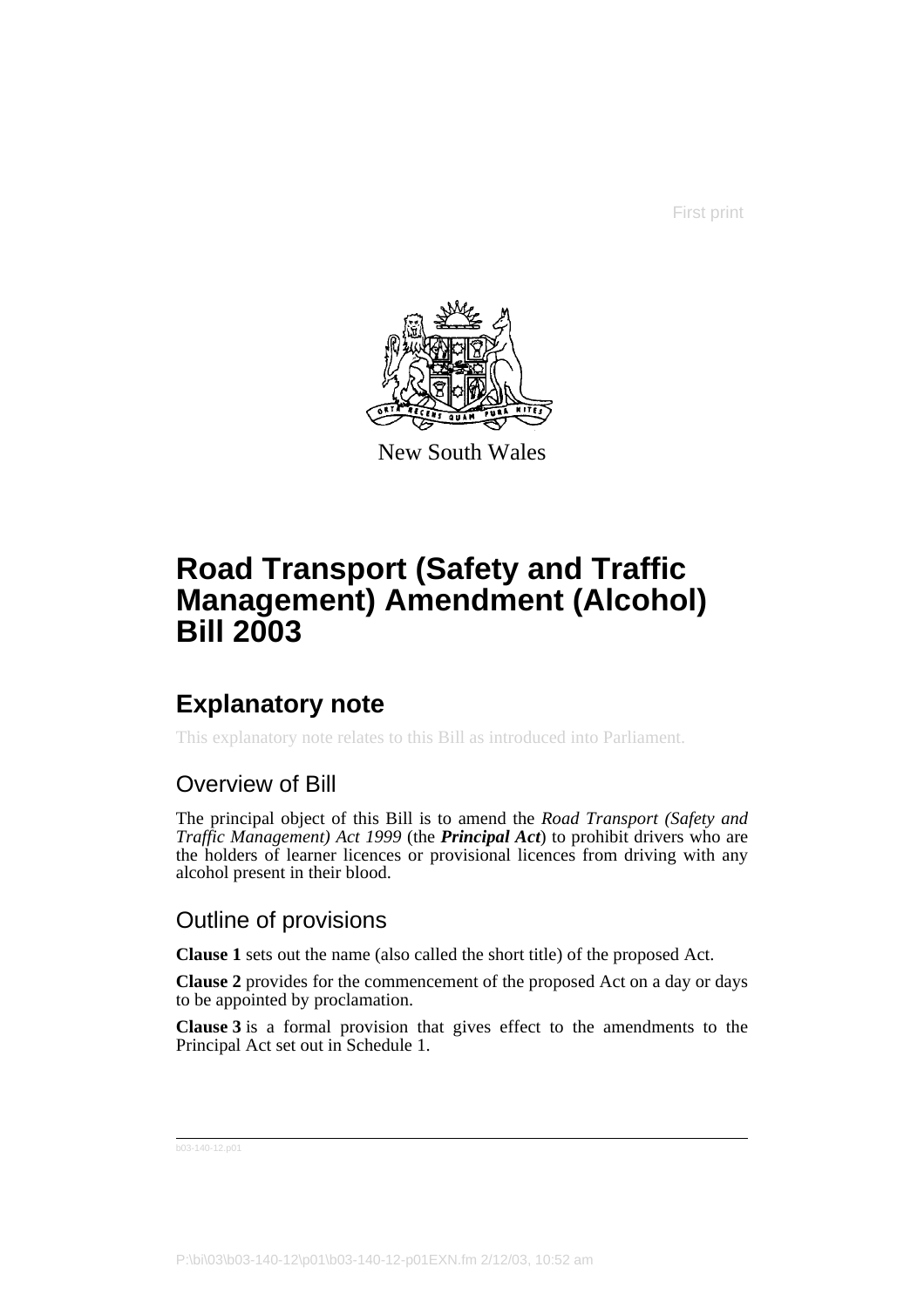First print

New South Wales

# Road Transport (Safety and Traffic Management) Amendment (Alcohol) Bill 2003

## Explanatory note

This explanatory note relates to this Bill as introduced into Parliament.

### Overview of Bill

The principal object of this Bill is to amend the *Road Transport (Safety and Traffic Management) Act 1999* (the ***Principal Act***) to prohibit drivers who are the holders of learner licences or provisional licences from driving with any alcohol present in their blood.

### Outline of provisions

**Clause 1** sets out the name (also called the short title) of the proposed Act.

**Clause 2** provides for the commencement of the proposed Act on a day or days to be appointed by proclamation.

**Clause 3** is a formal provision that gives effect to the amendments to the Principal Act set out in Schedule 1.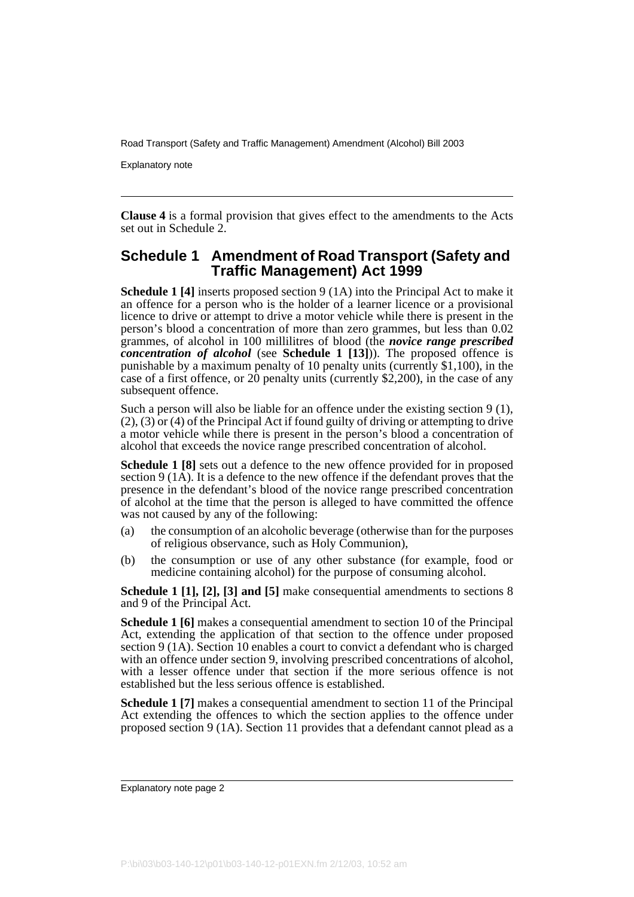**Clause 4** is a formal provision that gives effect to the amendments to the Acts set out in Schedule 2.

## Schedule 1 Amendment of Road Transport (Safety and Traffic Management) Act 1999

**Schedule 1 [4]** inserts proposed section 9 (1A) into the Principal Act to make it an offence for a person who is the holder of a learner licence or a provisional licence to drive or attempt to drive a motor vehicle while there is present in the person's blood a concentration of more than zero grammes, but less than 0.02 grammes, of alcohol in 100 millilitres of blood (the ***novice range prescribed concentration of alcohol*** (see **Schedule 1 [13]**)). The proposed offence is punishable by a maximum penalty of 10 penalty units (currently $1,100), in the case of a first offence, or 20 penalty units (currently $2,200), in the case of any subsequent offence.

Such a person will also be liable for an offence under the existing section 9 (1), (2), (3) or (4) of the Principal Act if found guilty of driving or attempting to drive a motor vehicle while there is present in the person's blood a concentration of alcohol that exceeds the novice range prescribed concentration of alcohol.

**Schedule 1 [8]** sets out a defence to the new offence provided for in proposed section 9 (1A). It is a defence to the new offence if the defendant proves that the presence in the defendant's blood of the novice range prescribed concentration of alcohol at the time that the person is alleged to have committed the offence was not caused by any of the following:

(a) the consumption of an alcoholic beverage (otherwise than for the purposes of religious observance, such as Holy Communion),

(b) the consumption or use of any other substance (for example, food or medicine containing alcohol) for the purpose of consuming alcohol.

**Schedule 1 [1], [2], [3] and [5]** make consequential amendments to sections 8 and 9 of the Principal Act.

**Schedule 1 [6]** makes a consequential amendment to section 10 of the Principal Act, extending the application of that section to the offence under proposed section 9 (1A). Section 10 enables a court to convict a defendant who is charged with an offence under section 9, involving prescribed concentrations of alcohol, with a lesser offence under that section if the more serious offence is not established but the less serious offence is established.

**Schedule 1 [7]** makes a consequential amendment to section 11 of the Principal Act extending the offences to which the section applies to the offence under proposed section 9 (1A). Section 11 provides that a defendant cannot plead as a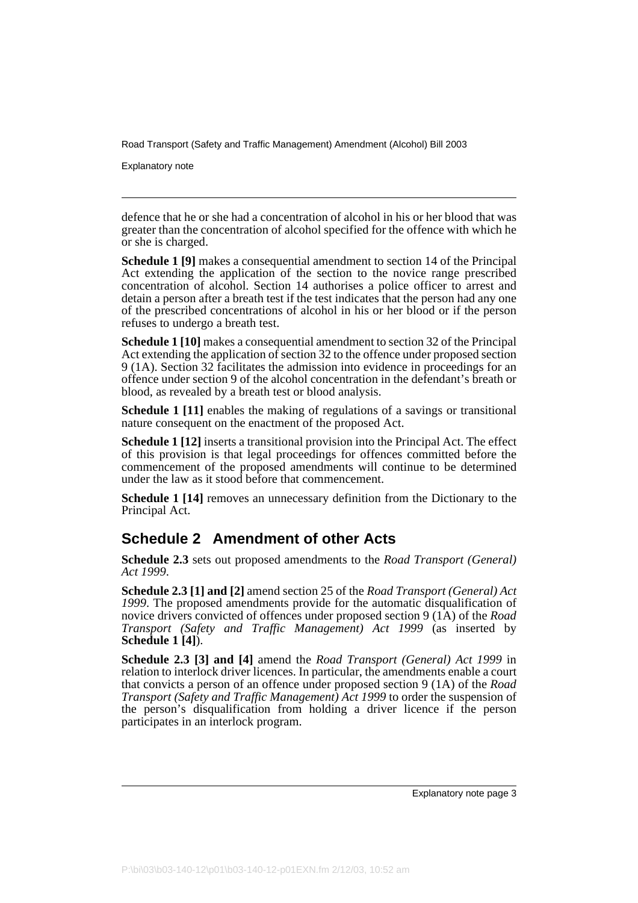defence that he or she had a concentration of alcohol in his or her blood that was greater than the concentration of alcohol specified for the offence with which he or she is charged.

**Schedule 1 [9]** makes a consequential amendment to section 14 of the Principal Act extending the application of the section to the novice range prescribed concentration of alcohol. Section 14 authorises a police officer to arrest and detain a person after a breath test if the test indicates that the person had any one of the prescribed concentrations of alcohol in his or her blood or if the person refuses to undergo a breath test.

**Schedule 1 [10]** makes a consequential amendment to section 32 of the Principal Act extending the application of section 32 to the offence under proposed section 9 (1A). Section 32 facilitates the admission into evidence in proceedings for an offence under section 9 of the alcohol concentration in the defendant's breath or blood, as revealed by a breath test or blood analysis.

**Schedule 1 [11]** enables the making of regulations of a savings or transitional nature consequent on the enactment of the proposed Act.

**Schedule 1 [12]** inserts a transitional provision into the Principal Act. The effect of this provision is that legal proceedings for offences committed before the commencement of the proposed amendments will continue to be determined under the law as it stood before that commencement.

**Schedule 1 [14]** removes an unnecessary definition from the Dictionary to the Principal Act.

## Schedule 2 Amendment of other Acts

**Schedule 2.3** sets out proposed amendments to the *Road Transport (General) Act 1999*.

**Schedule 2.3 [1] and [2]** amend section 25 of the *Road Transport (General) Act 1999*. The proposed amendments provide for the automatic disqualification of novice drivers convicted of offences under proposed section 9 (1A) of the *Road Transport (Safety and Traffic Management) Act 1999* (as inserted by **Schedule 1 [4]**).

**Schedule 2.3 [3] and [4]** amend the *Road Transport (General) Act 1999* in relation to interlock driver licences. In particular, the amendments enable a court that convicts a person of an offence under proposed section 9 (1A) of the *Road Transport (Safety and Traffic Management) Act 1999* to order the suspension of the person's disqualification from holding a driver licence if the person participates in an interlock program.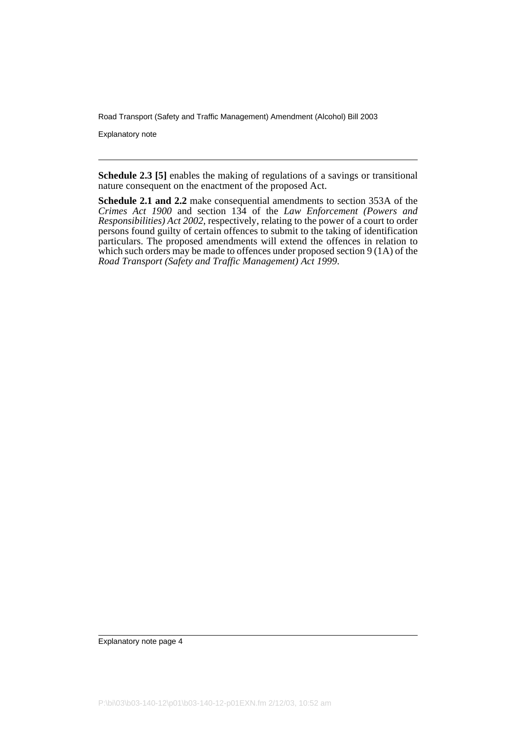**Schedule 2.3 [5]** enables the making of regulations of a savings or transitional nature consequent on the enactment of the proposed Act.

**Schedule 2.1 and 2.2** make consequential amendments to section 353A of the *Crimes Act 1900* and section 134 of the *Law Enforcement (Powers and Responsibilities) Act 2002*, respectively, relating to the power of a court to order persons found guilty of certain offences to submit to the taking of identification particulars. The proposed amendments will extend the offences in relation to which such orders may be made to offences under proposed section 9 (1A) of the *Road Transport (Safety and Traffic Management) Act 1999*.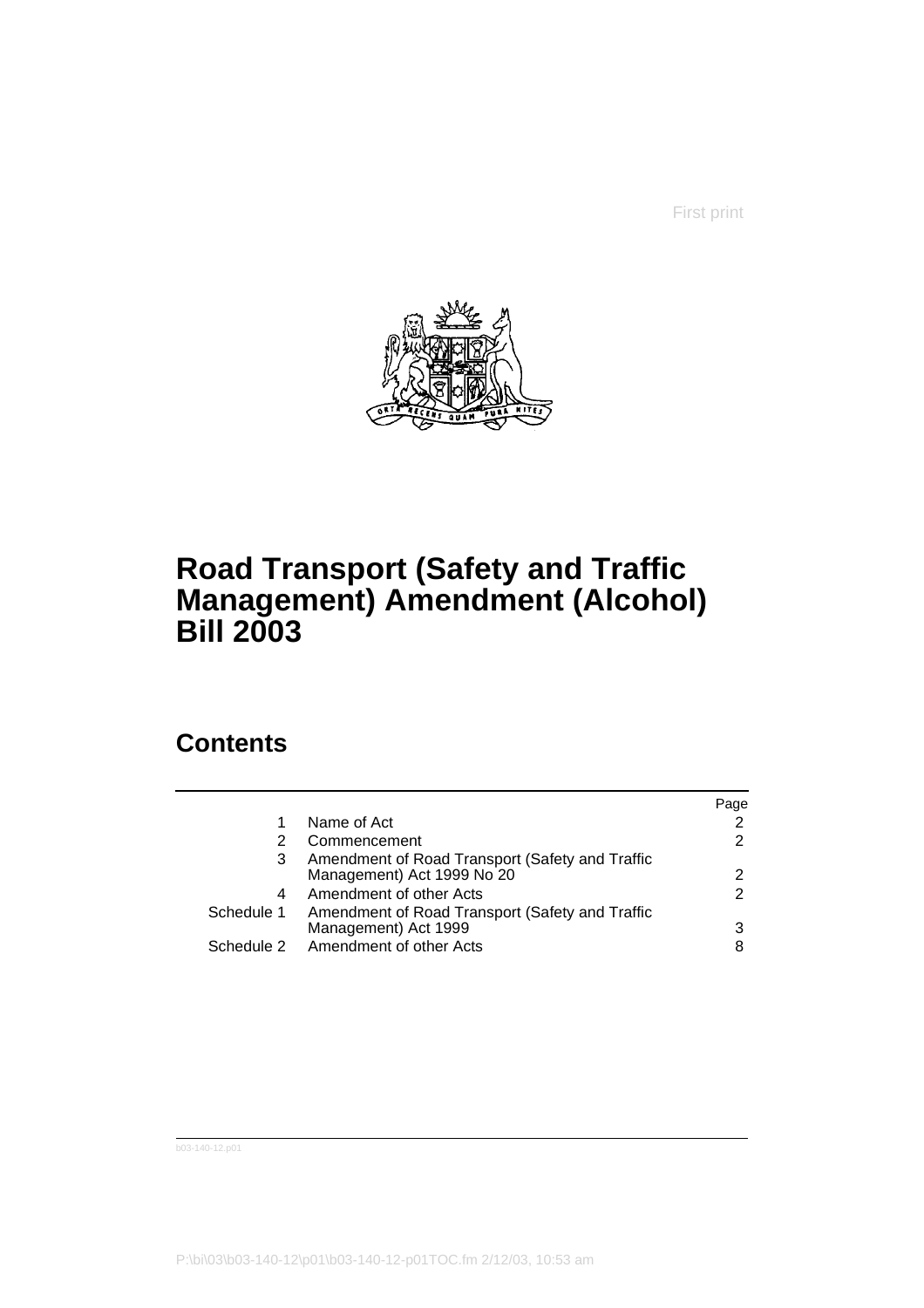First print

# Road Transport (Safety and Traffic Management) Amendment (Alcohol) Bill 2003

## Contents

| | | Page |
|---|---|---|
| 1 | Name of Act | 2 |
| 2 | Commencement | 2 |
| 3 | Amendment of Road Transport (Safety and Traffic Management) Act 1999 No 20 | 2 |
| 4 | Amendment of other Acts | 2 |
| Schedule 1 | Amendment of Road Transport (Safety and Traffic Management) Act 1999 | 3 |
| Schedule 2 | Amendment of other Acts | 8 |

b03-140-12.p01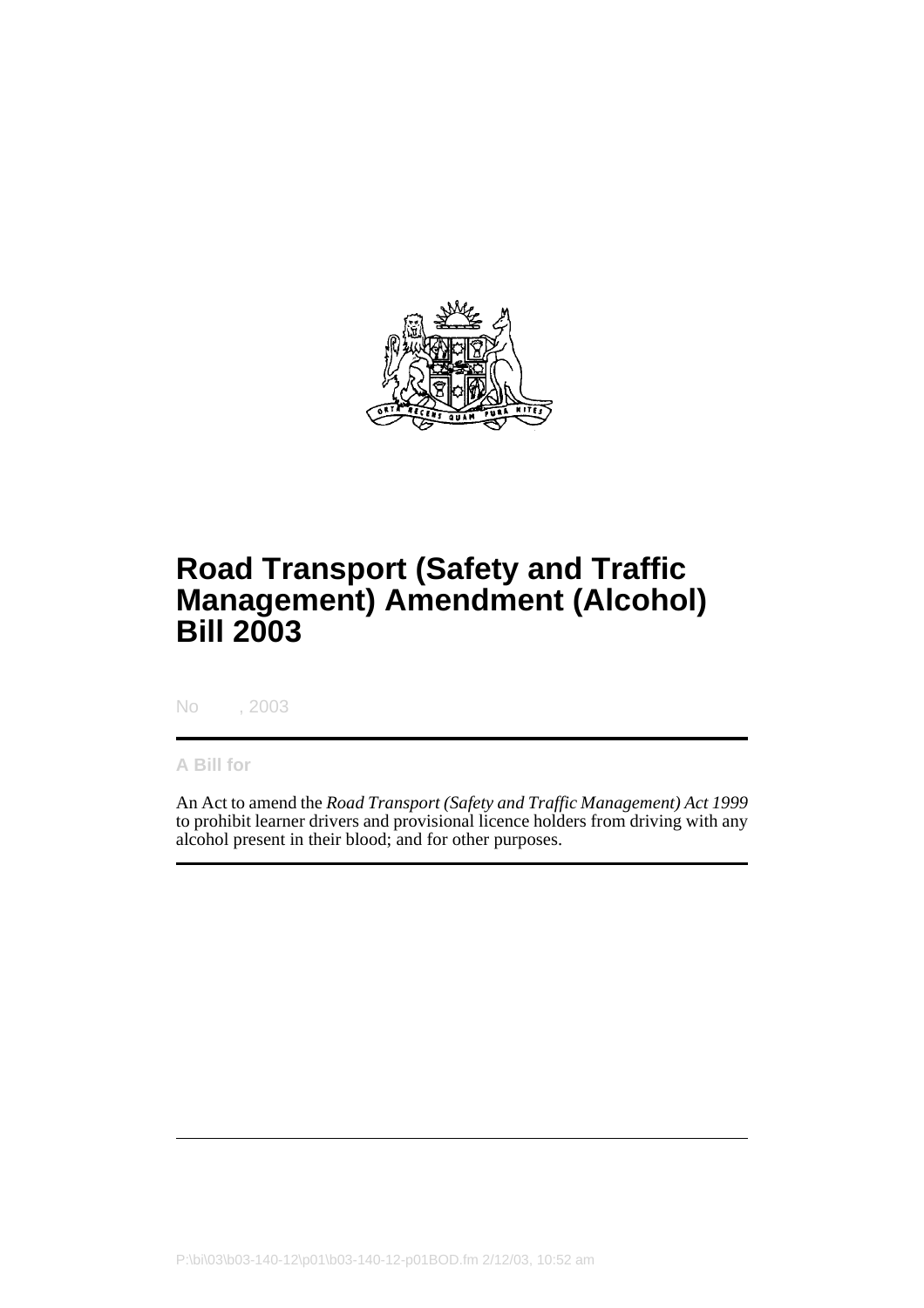# Road Transport (Safety and Traffic Management) Amendment (Alcohol) Bill 2003

No , 2003

**A Bill for**

An Act to amend the *Road Transport (Safety and Traffic Management) Act 1999* to prohibit learner drivers and provisional licence holders from driving with any alcohol present in their blood; and for other purposes.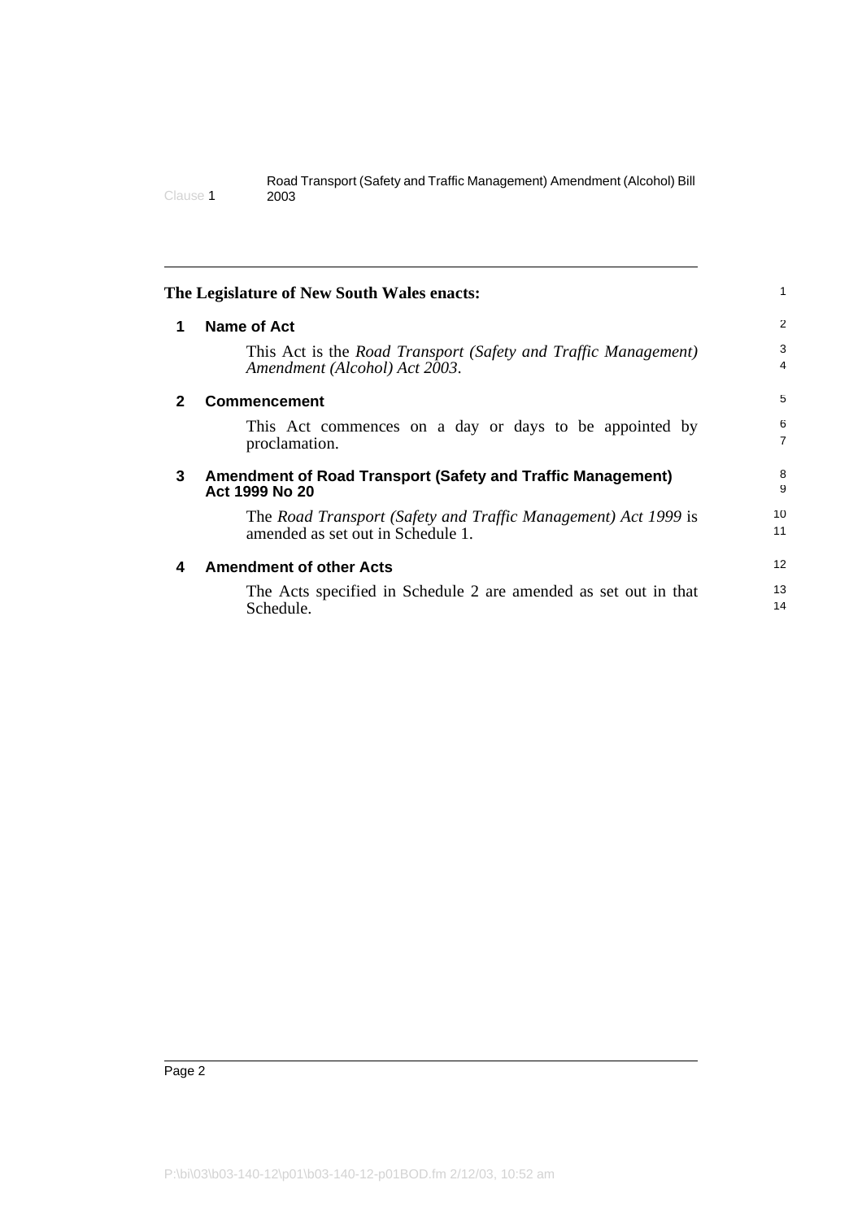**The Legislature of New South Wales enacts:**

## 1 Name of Act

This Act is the *Road Transport (Safety and Traffic Management) Amendment (Alcohol) Act 2003*.

## 2 Commencement

This Act commences on a day or days to be appointed by proclamation.

## 3 Amendment of Road Transport (Safety and Traffic Management) Act 1999 No 20

The *Road Transport (Safety and Traffic Management) Act 1999* is amended as set out in Schedule 1.

## 4 Amendment of other Acts

The Acts specified in Schedule 2 are amended as set out in that Schedule.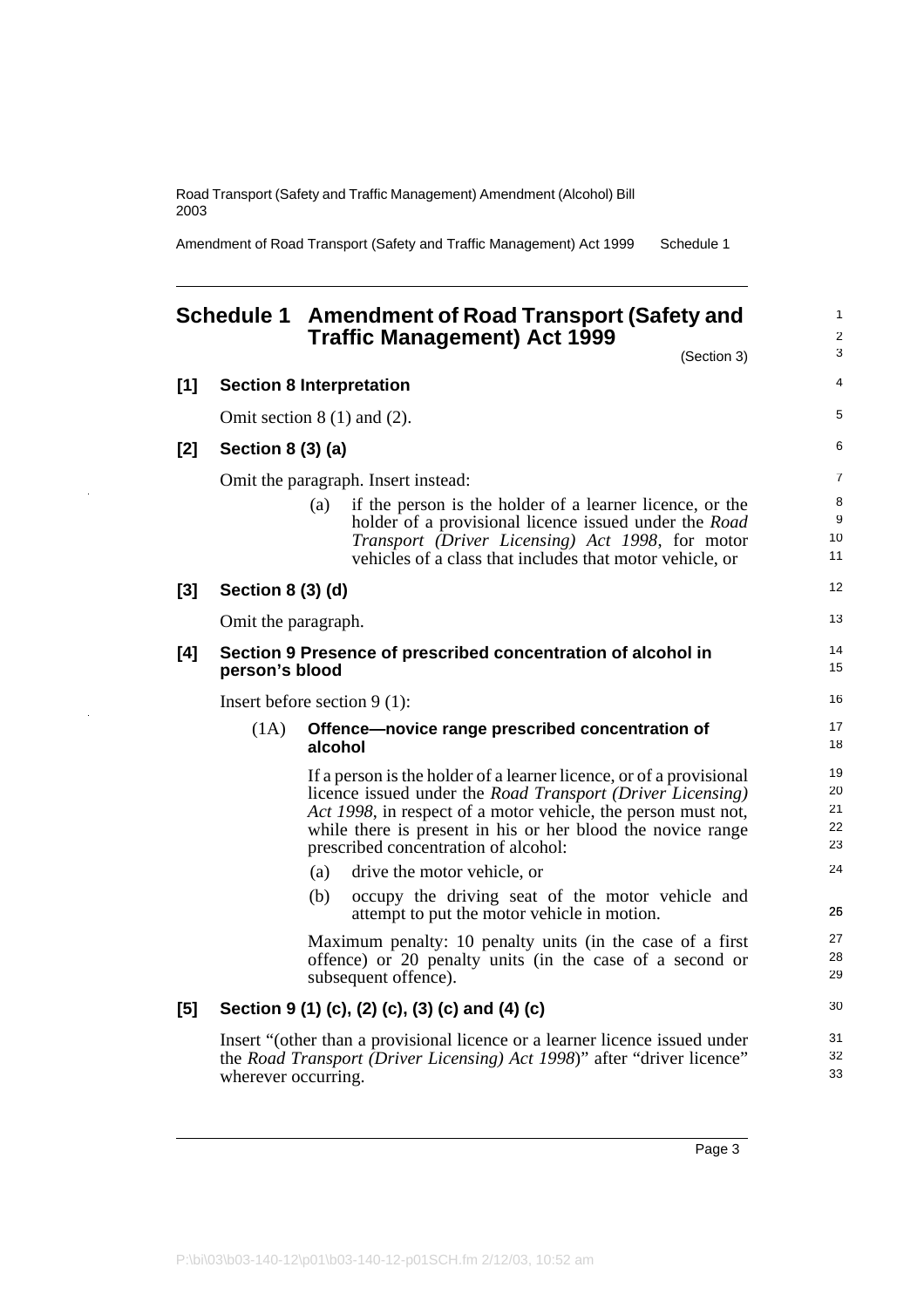## Schedule 1 Amendment of Road Transport (Safety and Traffic Management) Act 1999

(Section 3)

**[1] Section 8 Interpretation**

Omit section 8 (1) and (2).

**[2] Section 8 (3) (a)**

Omit the paragraph. Insert instead:

(a) if the person is the holder of a learner licence, or the holder of a provisional licence issued under the *Road Transport (Driver Licensing) Act 1998*, for motor vehicles of a class that includes that motor vehicle, or

**[3] Section 8 (3) (d)**

Omit the paragraph.

**[4] Section 9 Presence of prescribed concentration of alcohol in person's blood**

Insert before section 9 (1):

(1A) **Offence—novice range prescribed concentration of alcohol**

If a person is the holder of a learner licence, or of a provisional licence issued under the *Road Transport (Driver Licensing) Act 1998*, in respect of a motor vehicle, the person must not, while there is present in his or her blood the novice range prescribed concentration of alcohol:

(a) drive the motor vehicle, or

(b) occupy the driving seat of the motor vehicle and attempt to put the motor vehicle in motion.

Maximum penalty: 10 penalty units (in the case of a first offence) or 20 penalty units (in the case of a second or subsequent offence).

**[5] Section 9 (1) (c), (2) (c), (3) (c) and (4) (c)**

Insert "(other than a provisional licence or a learner licence issued under the *Road Transport (Driver Licensing) Act 1998*)" after "driver licence" wherever occurring.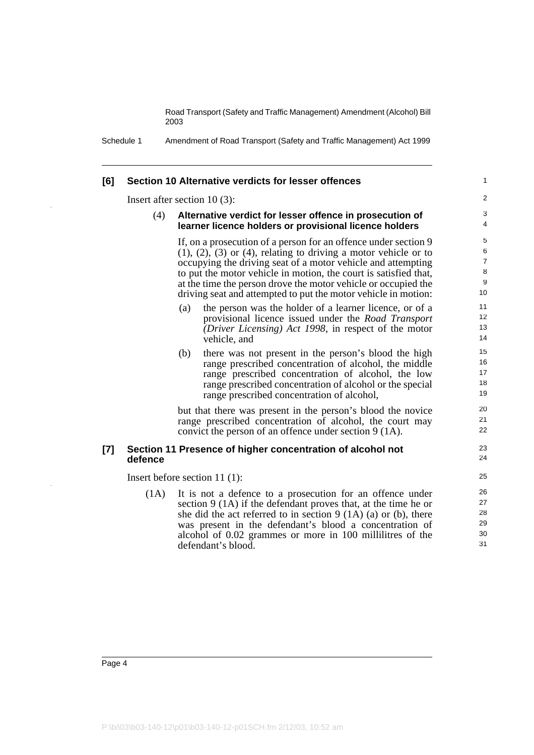**[6] Section 10 Alternative verdicts for lesser offences**

Insert after section 10 (3):

(4) **Alternative verdict for lesser offence in prosecution of learner licence holders or provisional licence holders**

If, on a prosecution of a person for an offence under section 9 (1), (2), (3) or (4), relating to driving a motor vehicle or to occupying the driving seat of a motor vehicle and attempting to put the motor vehicle in motion, the court is satisfied that, at the time the person drove the motor vehicle or occupied the driving seat and attempted to put the motor vehicle in motion:

(a) the person was the holder of a learner licence, or of a provisional licence issued under the *Road Transport (Driver Licensing) Act 1998*, in respect of the motor vehicle, and

(b) there was not present in the person's blood the high range prescribed concentration of alcohol, the middle range prescribed concentration of alcohol, the low range prescribed concentration of alcohol or the special range prescribed concentration of alcohol,

but that there was present in the person's blood the novice range prescribed concentration of alcohol, the court may convict the person of an offence under section 9 (1A).

**[7] Section 11 Presence of higher concentration of alcohol not defence**

Insert before section 11 (1):

(1A) It is not a defence to a prosecution for an offence under section 9 (1A) if the defendant proves that, at the time he or she did the act referred to in section 9 (1A) (a) or (b), there was present in the defendant's blood a concentration of alcohol of 0.02 grammes or more in 100 millilitres of the defendant's blood.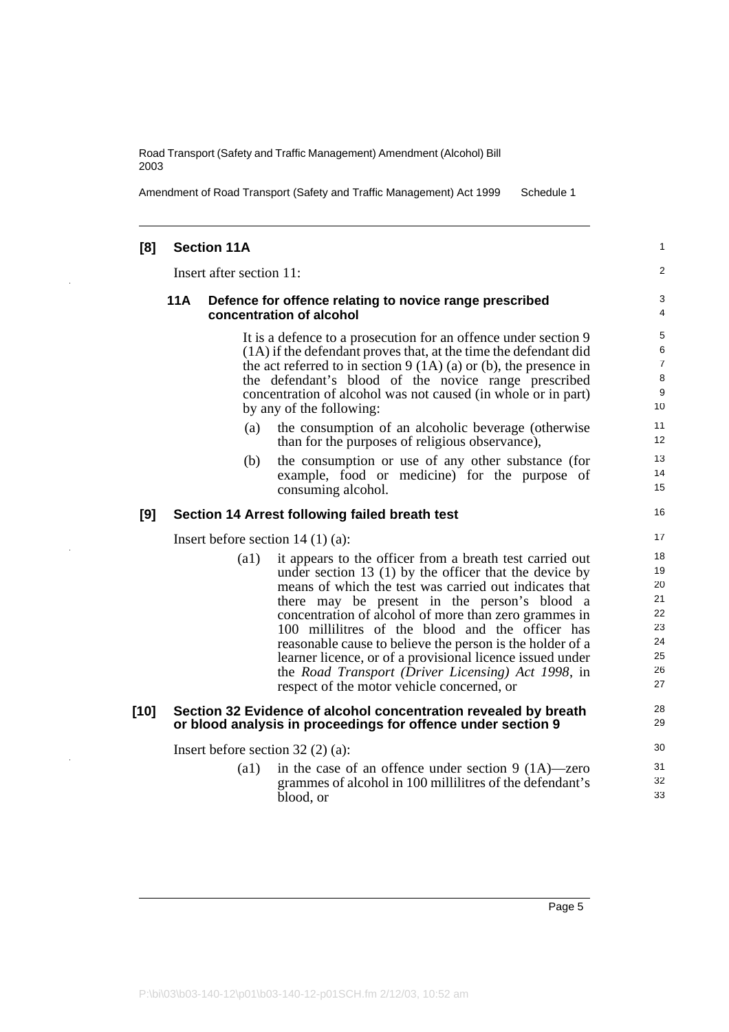## [8] Section 11A

Insert after section 11:

### 11A Defence for offence relating to novice range prescribed concentration of alcohol

It is a defence to a prosecution for an offence under section 9 (1A) if the defendant proves that, at the time the defendant did the act referred to in section 9 (1A) (a) or (b), the presence in the defendant's blood of the novice range prescribed concentration of alcohol was not caused (in whole or in part) by any of the following:

(a) the consumption of an alcoholic beverage (otherwise than for the purposes of religious observance),

(b) the consumption or use of any other substance (for example, food or medicine) for the purpose of consuming alcohol.

## [9] Section 14 Arrest following failed breath test

Insert before section 14 (1) (a):

(a1) it appears to the officer from a breath test carried out under section 13 (1) by the officer that the device by means of which the test was carried out indicates that there may be present in the person's blood a concentration of alcohol of more than zero grammes in 100 millilitres of the blood and the officer has reasonable cause to believe the person is the holder of a learner licence, or of a provisional licence issued under the *Road Transport (Driver Licensing) Act 1998*, in respect of the motor vehicle concerned, or

## [10] Section 32 Evidence of alcohol concentration revealed by breath or blood analysis in proceedings for offence under section 9

Insert before section 32 (2) (a):

(a1) in the case of an offence under section 9 (1A)—zero grammes of alcohol in 100 millilitres of the defendant's blood, or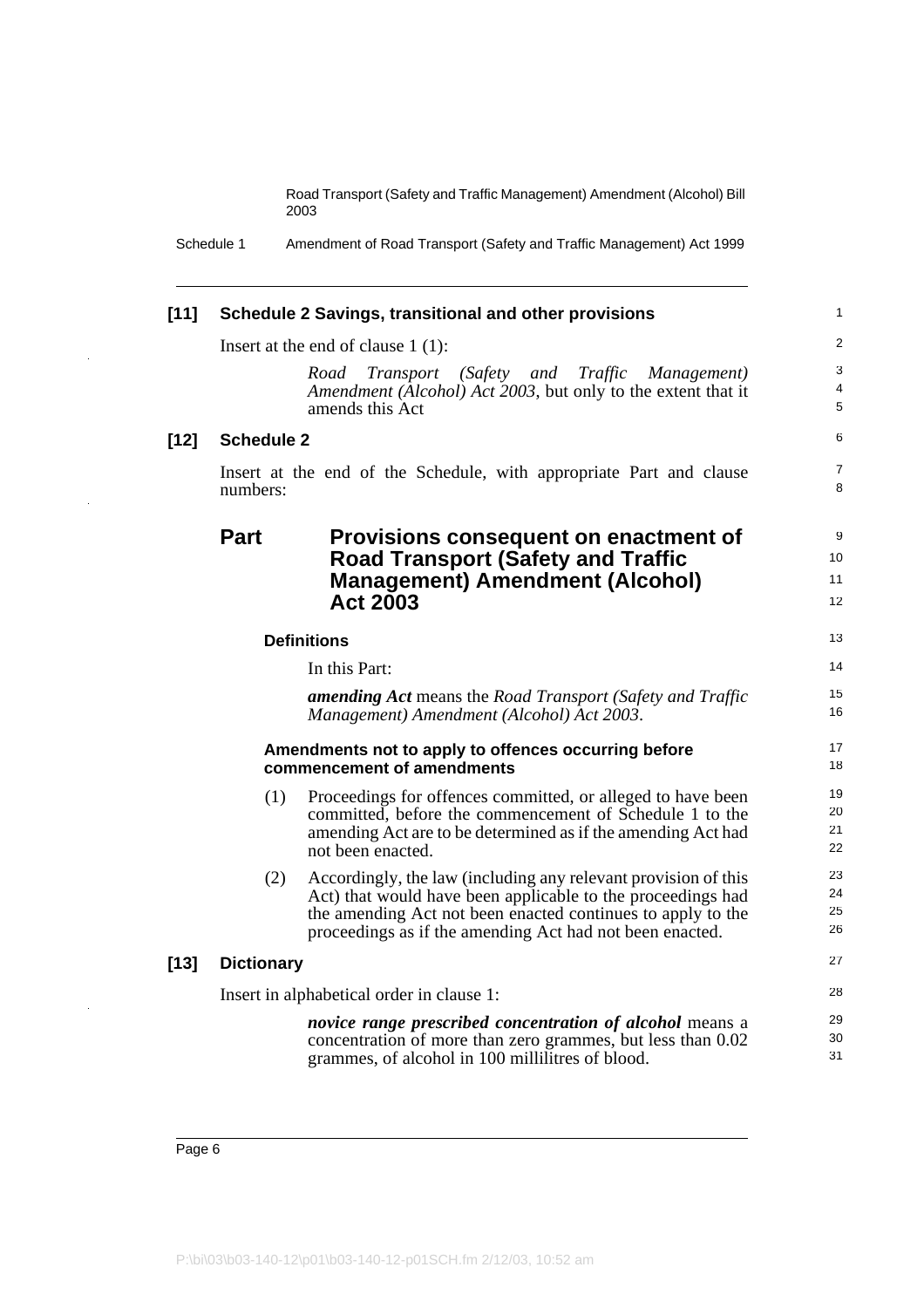**[11] Schedule 2 Savings, transitional and other provisions**

Insert at the end of clause 1 (1):

> *Road Transport (Safety and Traffic Management) Amendment (Alcohol) Act 2003*, but only to the extent that it amends this Act

**[12] Schedule 2**

Insert at the end of the Schedule, with appropriate Part and clause numbers:

## Part Provisions consequent on enactment of Road Transport (Safety and Traffic Management) Amendment (Alcohol) Act 2003

### Definitions

In this Part:

***amending Act*** means the *Road Transport (Safety and Traffic Management) Amendment (Alcohol) Act 2003*.

### Amendments not to apply to offences occurring before commencement of amendments

(1) Proceedings for offences committed, or alleged to have been committed, before the commencement of Schedule 1 to the amending Act are to be determined as if the amending Act had not been enacted.

(2) Accordingly, the law (including any relevant provision of this Act) that would have been applicable to the proceedings had the amending Act not been enacted continues to apply to the proceedings as if the amending Act had not been enacted.

**[13] Dictionary**

Insert in alphabetical order in clause 1:

> ***novice range prescribed concentration of alcohol*** means a concentration of more than zero grammes, but less than 0.02 grammes, of alcohol in 100 millilitres of blood.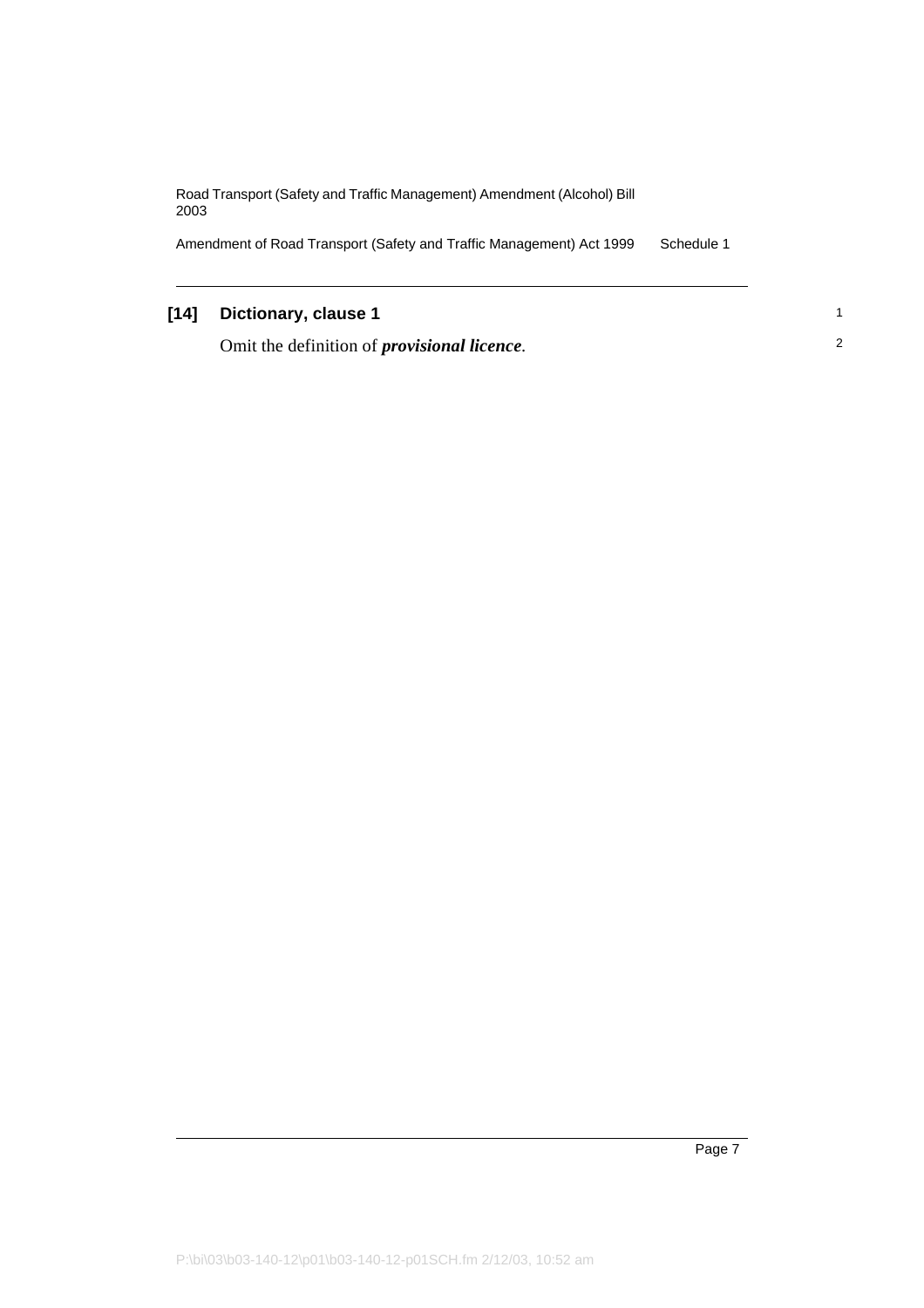### [14] Dictionary, clause 1

Omit the definition of ***provisional licence***.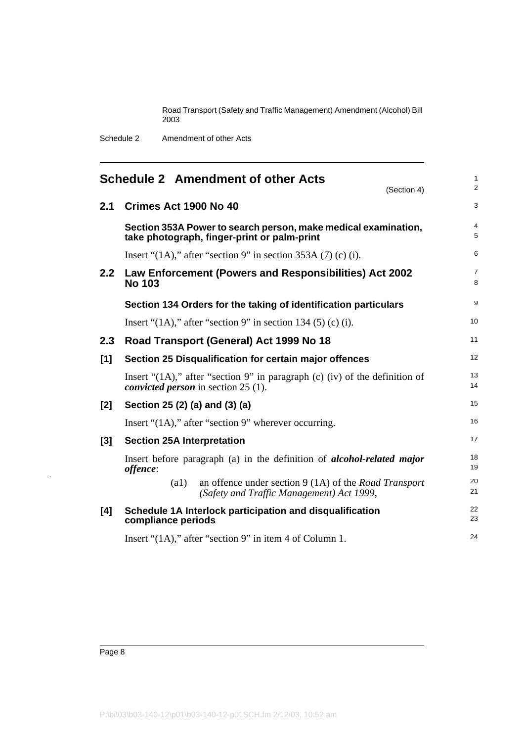## Schedule 2 Amendment of other Acts

(Section 4)

### 2.1 Crimes Act 1900 No 40

**Section 353A Power to search person, make medical examination, take photograph, finger-print or palm-print**

Insert "(1A)," after "section 9" in section 353A (7) (c) (i).

### 2.2 Law Enforcement (Powers and Responsibilities) Act 2002 No 103

**Section 134 Orders for the taking of identification particulars**

Insert "(1A)," after "section 9" in section 134 (5) (c) (i).

### 2.3 Road Transport (General) Act 1999 No 18

**[1] Section 25 Disqualification for certain major offences**

Insert "(1A)," after "section 9" in paragraph (c) (iv) of the definition of ***convicted person*** in section 25 (1).

**[2] Section 25 (2) (a) and (3) (a)**

Insert "(1A)," after "section 9" wherever occurring.

**[3] Section 25A Interpretation**

Insert before paragraph (a) in the definition of ***alcohol-related major offence***:

> (a1) an offence under section 9 (1A) of the *Road Transport (Safety and Traffic Management) Act 1999*,

**[4] Schedule 1A Interlock participation and disqualification compliance periods**

Insert "(1A)," after "section 9" in item 4 of Column 1.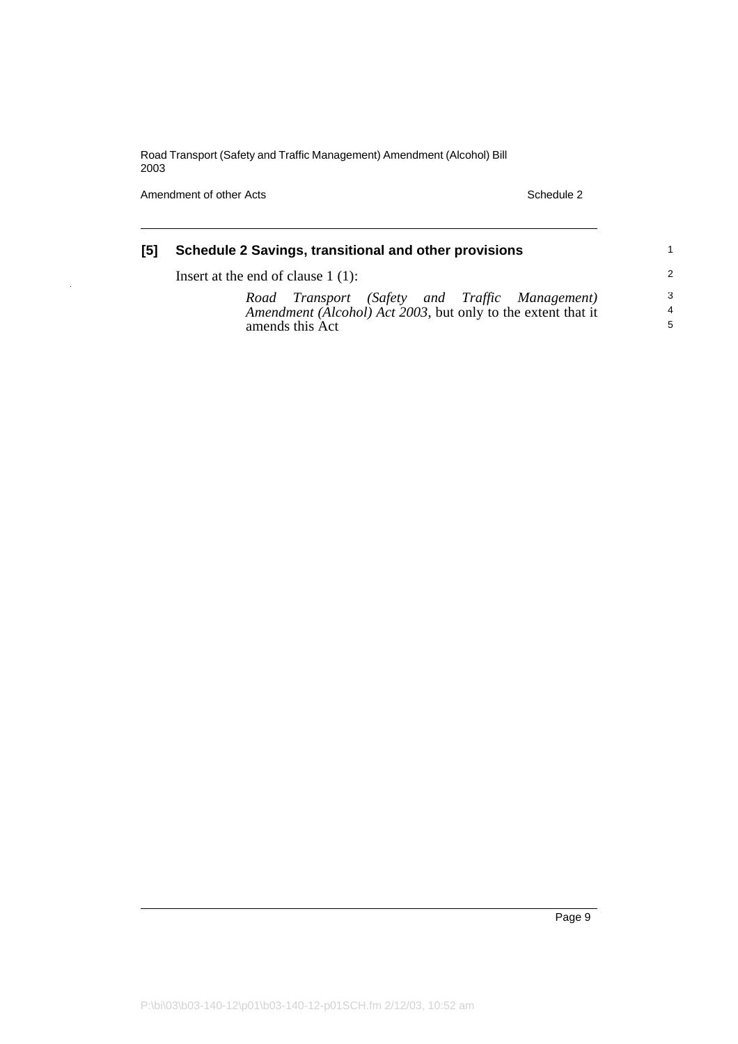## [5] Schedule 2 Savings, transitional and other provisions

Insert at the end of clause 1 (1):

> *Road Transport (Safety and Traffic Management) Amendment (Alcohol) Act 2003*, but only to the extent that it amends this Act